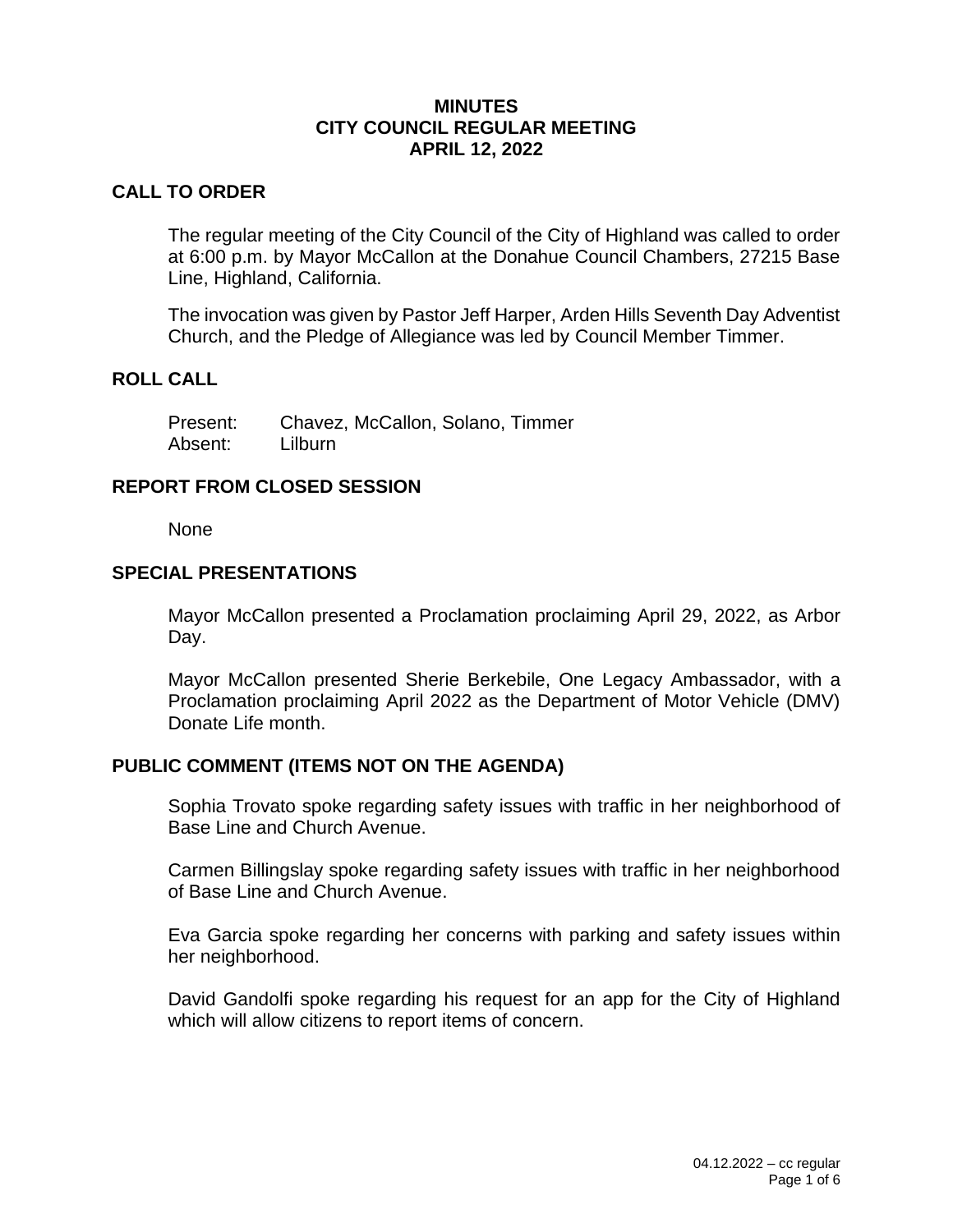# MINUTES
# CITY COUNCIL REGULAR MEETING
# APRIL 12, 2022

## CALL TO ORDER

The regular meeting of the City Council of the City of Highland was called to order at 6:00 p.m. by Mayor McCallon at the Donahue Council Chambers, 27215 Base Line, Highland, California.

The invocation was given by Pastor Jeff Harper, Arden Hills Seventh Day Adventist Church, and the Pledge of Allegiance was led by Council Member Timmer.

## ROLL CALL

Present: Chavez, McCallon, Solano, Timmer
Absent: Lilburn

## REPORT FROM CLOSED SESSION

None

## SPECIAL PRESENTATIONS

Mayor McCallon presented a Proclamation proclaiming April 29, 2022, as Arbor Day.

Mayor McCallon presented Sherie Berkebile, One Legacy Ambassador, with a Proclamation proclaiming April 2022 as the Department of Motor Vehicle (DMV) Donate Life month.

## PUBLIC COMMENT (ITEMS NOT ON THE AGENDA)

Sophia Trovato spoke regarding safety issues with traffic in her neighborhood of Base Line and Church Avenue.

Carmen Billingslay spoke regarding safety issues with traffic in her neighborhood of Base Line and Church Avenue.

Eva Garcia spoke regarding her concerns with parking and safety issues within her neighborhood.

David Gandolfi spoke regarding his request for an app for the City of Highland which will allow citizens to report items of concern.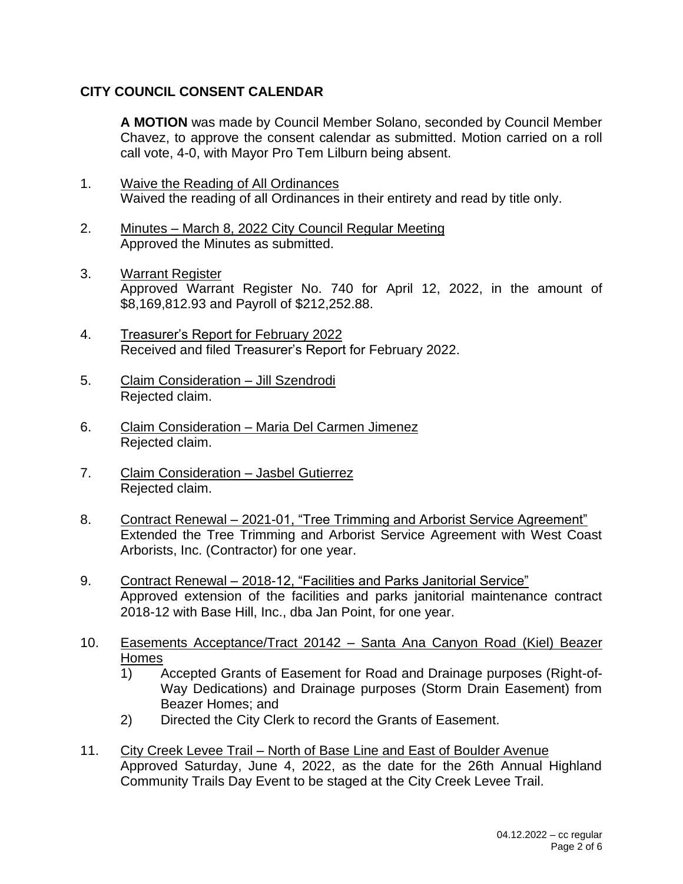## CITY COUNCIL CONSENT CALENDAR

**A MOTION** was made by Council Member Solano, seconded by Council Member Chavez, to approve the consent calendar as submitted. Motion carried on a roll call vote, 4-0, with Mayor Pro Tem Lilburn being absent.

1. Waive the Reading of All Ordinances
   Waived the reading of all Ordinances in their entirety and read by title only.

2. Minutes – March 8, 2022 City Council Regular Meeting
   Approved the Minutes as submitted.

3. Warrant Register
   Approved Warrant Register No. 740 for April 12, 2022, in the amount of $8,169,812.93 and Payroll of $212,252.88.

4. Treasurer's Report for February 2022
   Received and filed Treasurer's Report for February 2022.

5. Claim Consideration – Jill Szendrodi
   Rejected claim.

6. Claim Consideration – Maria Del Carmen Jimenez
   Rejected claim.

7. Claim Consideration – Jasbel Gutierrez
   Rejected claim.

8. Contract Renewal – 2021-01, "Tree Trimming and Arborist Service Agreement"
   Extended the Tree Trimming and Arborist Service Agreement with West Coast Arborists, Inc. (Contractor) for one year.

9. Contract Renewal – 2018-12, "Facilities and Parks Janitorial Service"
   Approved extension of the facilities and parks janitorial maintenance contract 2018-12 with Base Hill, Inc., dba Jan Point, for one year.

10. Easements Acceptance/Tract 20142 – Santa Ana Canyon Road (Kiel) Beazer Homes
    1) Accepted Grants of Easement for Road and Drainage purposes (Right-of-Way Dedications) and Drainage purposes (Storm Drain Easement) from Beazer Homes; and
    2) Directed the City Clerk to record the Grants of Easement.

11. City Creek Levee Trail – North of Base Line and East of Boulder Avenue
    Approved Saturday, June 4, 2022, as the date for the 26th Annual Highland Community Trails Day Event to be staged at the City Creek Levee Trail.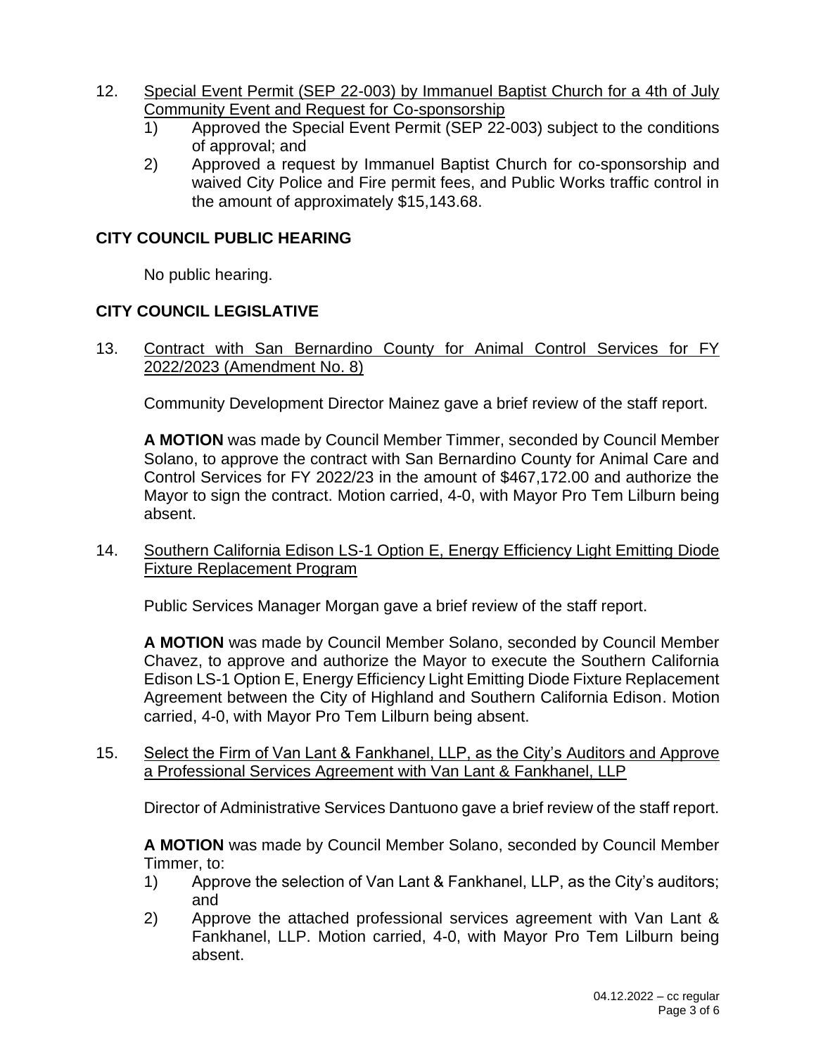12. Special Event Permit (SEP 22-003) by Immanuel Baptist Church for a 4th of July Community Event and Request for Co-sponsorship
    1) Approved the Special Event Permit (SEP 22-003) subject to the conditions of approval; and
    2) Approved a request by Immanuel Baptist Church for co-sponsorship and waived City Police and Fire permit fees, and Public Works traffic control in the amount of approximately $15,143.68.

## CITY COUNCIL PUBLIC HEARING

No public hearing.

## CITY COUNCIL LEGISLATIVE

13. Contract with San Bernardino County for Animal Control Services for FY 2022/2023 (Amendment No. 8)

    Community Development Director Mainez gave a brief review of the staff report.

    **A MOTION** was made by Council Member Timmer, seconded by Council Member Solano, to approve the contract with San Bernardino County for Animal Care and Control Services for FY 2022/23 in the amount of $467,172.00 and authorize the Mayor to sign the contract. Motion carried, 4-0, with Mayor Pro Tem Lilburn being absent.

14. Southern California Edison LS-1 Option E, Energy Efficiency Light Emitting Diode Fixture Replacement Program

    Public Services Manager Morgan gave a brief review of the staff report.

    **A MOTION** was made by Council Member Solano, seconded by Council Member Chavez, to approve and authorize the Mayor to execute the Southern California Edison LS-1 Option E, Energy Efficiency Light Emitting Diode Fixture Replacement Agreement between the City of Highland and Southern California Edison. Motion carried, 4-0, with Mayor Pro Tem Lilburn being absent.

15. Select the Firm of Van Lant & Fankhanel, LLP, as the City's Auditors and Approve a Professional Services Agreement with Van Lant & Fankhanel, LLP

    Director of Administrative Services Dantuono gave a brief review of the staff report.

    **A MOTION** was made by Council Member Solano, seconded by Council Member Timmer, to:
    1) Approve the selection of Van Lant & Fankhanel, LLP, as the City's auditors; and
    2) Approve the attached professional services agreement with Van Lant & Fankhanel, LLP. Motion carried, 4-0, with Mayor Pro Tem Lilburn being absent.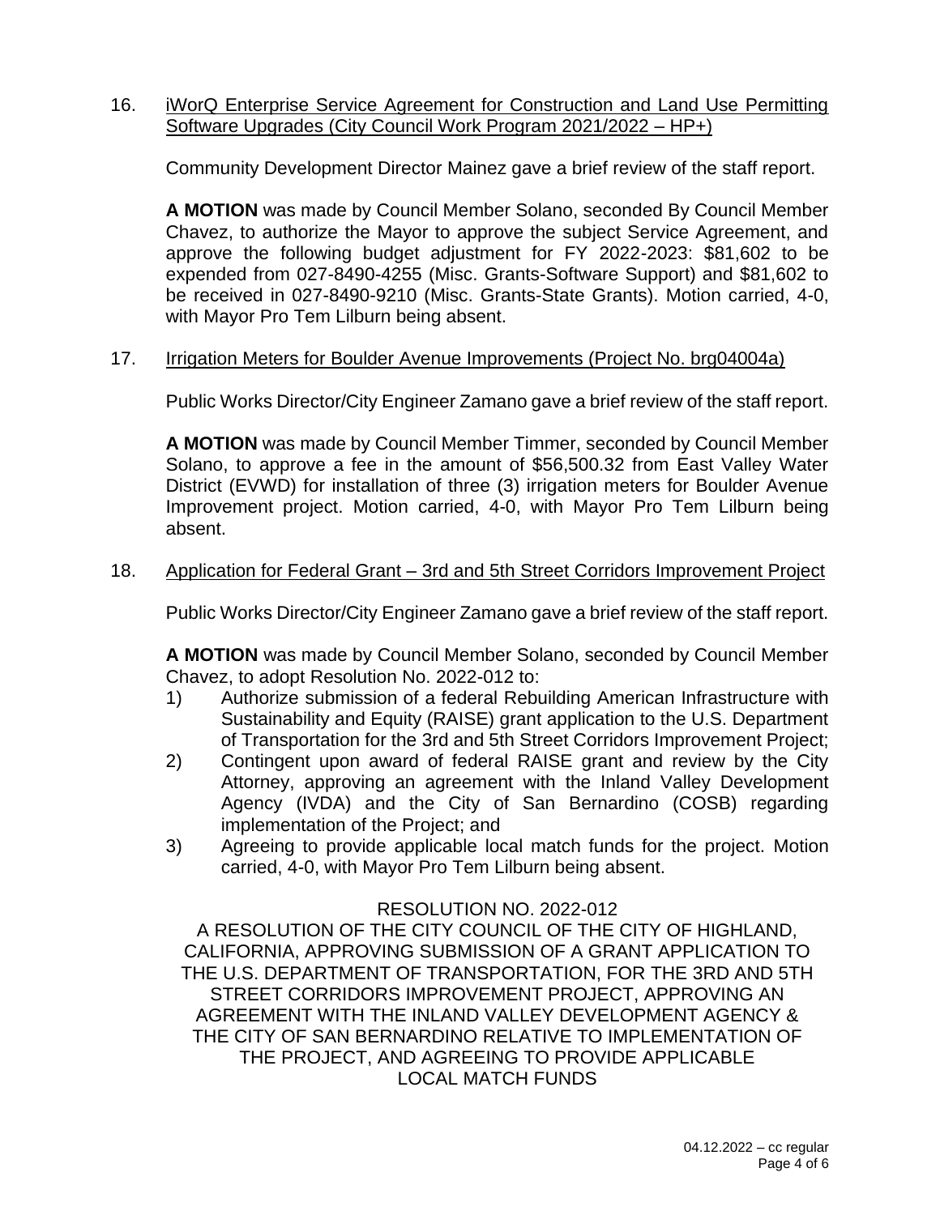16. <u>iWorQ Enterprise Service Agreement for Construction and Land Use Permitting Software Upgrades (City Council Work Program 2021/2022 – HP+)</u>

    Community Development Director Mainez gave a brief review of the staff report.

    **A MOTION** was made by Council Member Solano, seconded By Council Member Chavez, to authorize the Mayor to approve the subject Service Agreement, and approve the following budget adjustment for FY 2022-2023: $81,602 to be expended from 027-8490-4255 (Misc. Grants-Software Support) and $81,602 to be received in 027-8490-9210 (Misc. Grants-State Grants). Motion carried, 4-0, with Mayor Pro Tem Lilburn being absent.

17. <u>Irrigation Meters for Boulder Avenue Improvements (Project No. brg04004a)</u>

    Public Works Director/City Engineer Zamano gave a brief review of the staff report.

    **A MOTION** was made by Council Member Timmer, seconded by Council Member Solano, to approve a fee in the amount of $56,500.32 from East Valley Water District (EVWD) for installation of three (3) irrigation meters for Boulder Avenue Improvement project. Motion carried, 4-0, with Mayor Pro Tem Lilburn being absent.

18. <u>Application for Federal Grant – 3rd and 5th Street Corridors Improvement Project</u>

    Public Works Director/City Engineer Zamano gave a brief review of the staff report.

    **A MOTION** was made by Council Member Solano, seconded by Council Member Chavez, to adopt Resolution No. 2022-012 to:

    1) Authorize submission of a federal Rebuilding American Infrastructure with Sustainability and Equity (RAISE) grant application to the U.S. Department of Transportation for the 3rd and 5th Street Corridors Improvement Project;
    2) Contingent upon award of federal RAISE grant and review by the City Attorney, approving an agreement with the Inland Valley Development Agency (IVDA) and the City of San Bernardino (COSB) regarding implementation of the Project; and
    3) Agreeing to provide applicable local match funds for the project. Motion carried, 4-0, with Mayor Pro Tem Lilburn being absent.

RESOLUTION NO. 2022-012

A RESOLUTION OF THE CITY COUNCIL OF THE CITY OF HIGHLAND, CALIFORNIA, APPROVING SUBMISSION OF A GRANT APPLICATION TO THE U.S. DEPARTMENT OF TRANSPORTATION, FOR THE 3RD AND 5TH STREET CORRIDORS IMPROVEMENT PROJECT, APPROVING AN AGREEMENT WITH THE INLAND VALLEY DEVELOPMENT AGENCY & THE CITY OF SAN BERNARDINO RELATIVE TO IMPLEMENTATION OF THE PROJECT, AND AGREEING TO PROVIDE APPLICABLE LOCAL MATCH FUNDS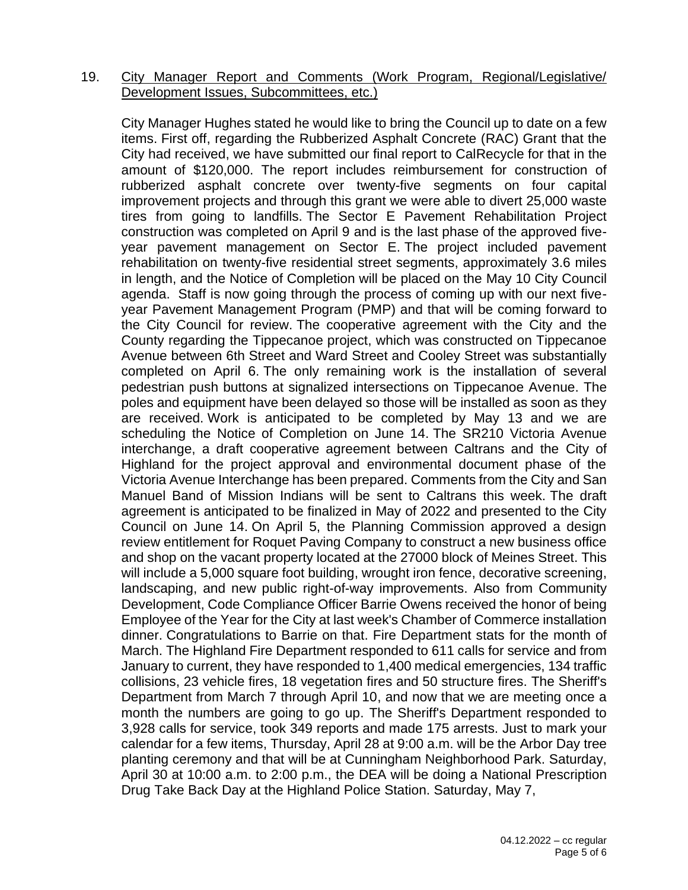19. City Manager Report and Comments (Work Program, Regional/Legislative/ Development Issues, Subcommittees, etc.)

City Manager Hughes stated he would like to bring the Council up to date on a few items. First off, regarding the Rubberized Asphalt Concrete (RAC) Grant that the City had received, we have submitted our final report to CalRecycle for that in the amount of $120,000. The report includes reimbursement for construction of rubberized asphalt concrete over twenty-five segments on four capital improvement projects and through this grant we were able to divert 25,000 waste tires from going to landfills. The Sector E Pavement Rehabilitation Project construction was completed on April 9 and is the last phase of the approved five-year pavement management on Sector E. The project included pavement rehabilitation on twenty-five residential street segments, approximately 3.6 miles in length, and the Notice of Completion will be placed on the May 10 City Council agenda. Staff is now going through the process of coming up with our next five-year Pavement Management Program (PMP) and that will be coming forward to the City Council for review. The cooperative agreement with the City and the County regarding the Tippecanoe project, which was constructed on Tippecanoe Avenue between 6th Street and Ward Street and Cooley Street was substantially completed on April 6. The only remaining work is the installation of several pedestrian push buttons at signalized intersections on Tippecanoe Avenue. The poles and equipment have been delayed so those will be installed as soon as they are received. Work is anticipated to be completed by May 13 and we are scheduling the Notice of Completion on June 14. The SR210 Victoria Avenue interchange, a draft cooperative agreement between Caltrans and the City of Highland for the project approval and environmental document phase of the Victoria Avenue Interchange has been prepared. Comments from the City and San Manuel Band of Mission Indians will be sent to Caltrans this week. The draft agreement is anticipated to be finalized in May of 2022 and presented to the City Council on June 14. On April 5, the Planning Commission approved a design review entitlement for Roquet Paving Company to construct a new business office and shop on the vacant property located at the 27000 block of Meines Street. This will include a 5,000 square foot building, wrought iron fence, decorative screening, landscaping, and new public right-of-way improvements. Also from Community Development, Code Compliance Officer Barrie Owens received the honor of being Employee of the Year for the City at last week's Chamber of Commerce installation dinner. Congratulations to Barrie on that. Fire Department stats for the month of March. The Highland Fire Department responded to 611 calls for service and from January to current, they have responded to 1,400 medical emergencies, 134 traffic collisions, 23 vehicle fires, 18 vegetation fires and 50 structure fires. The Sheriff's Department from March 7 through April 10, and now that we are meeting once a month the numbers are going to go up. The Sheriff's Department responded to 3,928 calls for service, took 349 reports and made 175 arrests. Just to mark your calendar for a few items, Thursday, April 28 at 9:00 a.m. will be the Arbor Day tree planting ceremony and that will be at Cunningham Neighborhood Park. Saturday, April 30 at 10:00 a.m. to 2:00 p.m., the DEA will be doing a National Prescription Drug Take Back Day at the Highland Police Station. Saturday, May 7,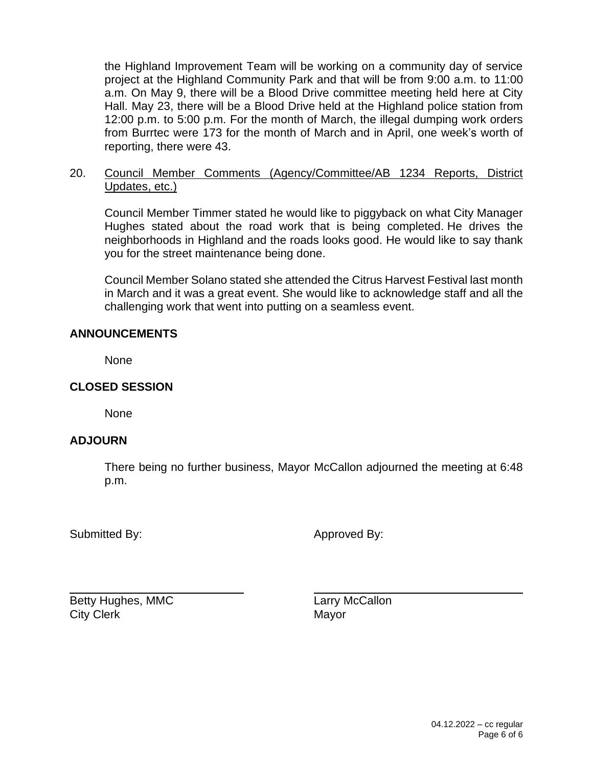the Highland Improvement Team will be working on a community day of service project at the Highland Community Park and that will be from 9:00 a.m. to 11:00 a.m. On May 9, there will be a Blood Drive committee meeting held here at City Hall. May 23, there will be a Blood Drive held at the Highland police station from 12:00 p.m. to 5:00 p.m. For the month of March, the illegal dumping work orders from Burrtec were 173 for the month of March and in April, one week's worth of reporting, there were 43.

20. Council Member Comments (Agency/Committee/AB 1234 Reports, District Updates, etc.)

Council Member Timmer stated he would like to piggyback on what City Manager Hughes stated about the road work that is being completed. He drives the neighborhoods in Highland and the roads looks good. He would like to say thank you for the street maintenance being done.

Council Member Solano stated she attended the Citrus Harvest Festival last month in March and it was a great event. She would like to acknowledge staff and all the challenging work that went into putting on a seamless event.

## ANNOUNCEMENTS

None

## CLOSED SESSION

None

## ADJOURN

There being no further business, Mayor McCallon adjourned the meeting at 6:48 p.m.

Submitted By:

Betty Hughes, MMC
City Clerk

Approved By:

Larry McCallon
Mayor